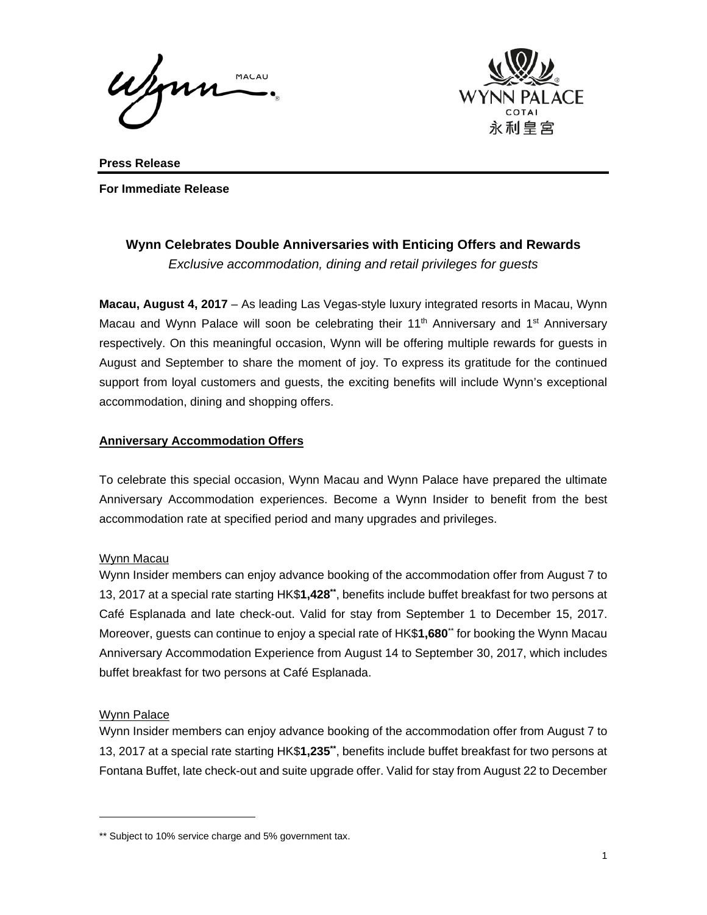**Press Release**

**For Immediate Release**

# Wynn Celebrates Double Anniversaries with Enticing Offers and Rewards

*Exclusive accommodation, dining and retail privileges for guests*

**Macau, August 4, 2017** – As leading Las Vegas-style luxury integrated resorts in Macau, Wynn Macau and Wynn Palace will soon be celebrating their 11th Anniversary and 1st Anniversary respectively. On this meaningful occasion, Wynn will be offering multiple rewards for guests in August and September to share the moment of joy. To express its gratitude for the continued support from loyal customers and guests, the exciting benefits will include Wynn's exceptional accommodation, dining and shopping offers.

## Anniversary Accommodation Offers

To celebrate this special occasion, Wynn Macau and Wynn Palace have prepared the ultimate Anniversary Accommodation experiences. Become a Wynn Insider to benefit from the best accommodation rate at specified period and many upgrades and privileges.

### Wynn Macau

Wynn Insider members can enjoy advance booking of the accommodation offer from August 7 to 13, 2017 at a special rate starting HK$**1,428****, benefits include buffet breakfast for two persons at Café Esplanada and late check-out. Valid for stay from September 1 to December 15, 2017. Moreover, guests can continue to enjoy a special rate of HK$**1,680**** for booking the Wynn Macau Anniversary Accommodation Experience from August 14 to September 30, 2017, which includes buffet breakfast for two persons at Café Esplanada.

### Wynn Palace

Wynn Insider members can enjoy advance booking of the accommodation offer from August 7 to 13, 2017 at a special rate starting HK$**1,235****, benefits include buffet breakfast for two persons at Fontana Buffet, late check-out and suite upgrade offer. Valid for stay from August 22 to December

---

** Subject to 10% service charge and 5% government tax.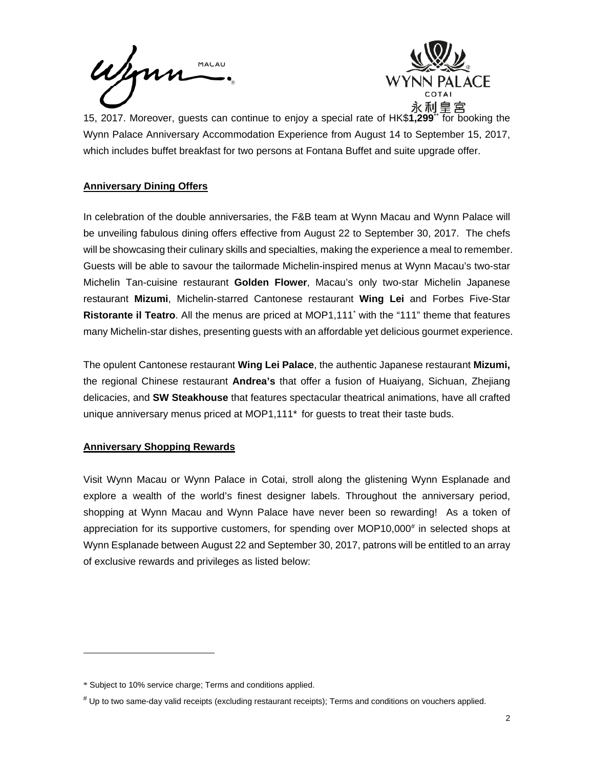15, 2017. Moreover, guests can continue to enjoy a special rate of HK$**1,299**\*\* for booking the Wynn Palace Anniversary Accommodation Experience from August 14 to September 15, 2017, which includes buffet breakfast for two persons at Fontana Buffet and suite upgrade offer.

**Anniversary Dining Offers**

In celebration of the double anniversaries, the F&B team at Wynn Macau and Wynn Palace will be unveiling fabulous dining offers effective from August 22 to September 30, 2017. The chefs will be showcasing their culinary skills and specialties, making the experience a meal to remember. Guests will be able to savour the tailormade Michelin-inspired menus at Wynn Macau's two-star Michelin Tan-cuisine restaurant **Golden Flower**, Macau's only two-star Michelin Japanese restaurant **Mizumi**, Michelin-starred Cantonese restaurant **Wing Lei** and Forbes Five-Star **Ristorante il Teatro**. All the menus are priced at MOP1,111* with the "111" theme that features many Michelin-star dishes, presenting guests with an affordable yet delicious gourmet experience.

The opulent Cantonese restaurant **Wing Lei Palace**, the authentic Japanese restaurant **Mizumi,** the regional Chinese restaurant **Andrea's** that offer a fusion of Huaiyang, Sichuan, Zhejiang delicacies, and **SW Steakhouse** that features spectacular theatrical animations, have all crafted unique anniversary menus priced at MOP1,111* for guests to treat their taste buds.

**Anniversary Shopping Rewards**

Visit Wynn Macau or Wynn Palace in Cotai, stroll along the glistening Wynn Esplanade and explore a wealth of the world's finest designer labels. Throughout the anniversary period, shopping at Wynn Macau and Wynn Palace have never been so rewarding! As a token of appreciation for its supportive customers, for spending over MOP10,000# in selected shops at Wynn Esplanade between August 22 and September 30, 2017, patrons will be entitled to an array of exclusive rewards and privileges as listed below:

---

\* Subject to 10% service charge; Terms and conditions applied.

# Up to two same-day valid receipts (excluding restaurant receipts); Terms and conditions on vouchers applied.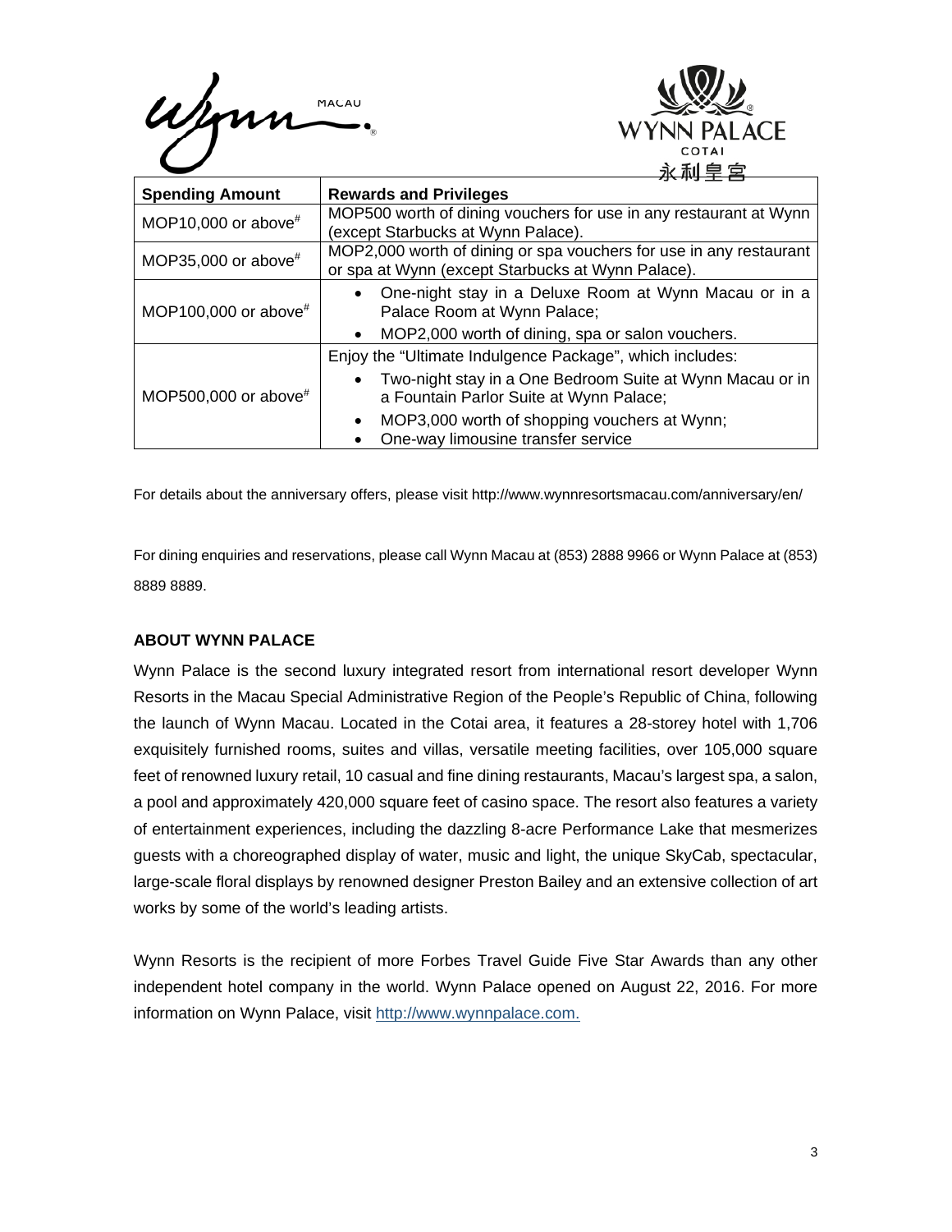| Spending Amount | Rewards and Privileges |
|---|---|
| MOP10,000 or above[#] | MOP500 worth of dining vouchers for use in any restaurant at Wynn (except Starbucks at Wynn Palace). |
| MOP35,000 or above[#] | MOP2,000 worth of dining or spa vouchers for use in any restaurant or spa at Wynn (except Starbucks at Wynn Palace). |
| MOP100,000 or above[#] | • One-night stay in a Deluxe Room at Wynn Macau or in a Palace Room at Wynn Palace;<br>• MOP2,000 worth of dining, spa or salon vouchers. |
| MOP500,000 or above[#] | Enjoy the "Ultimate Indulgence Package", which includes:<br>• Two-night stay in a One Bedroom Suite at Wynn Macau or in a Fountain Parlor Suite at Wynn Palace;<br>• MOP3,000 worth of shopping vouchers at Wynn;<br>• One-way limousine transfer service |

For details about the anniversary offers, please visit http://www.wynnresortsmacau.com/anniversary/en/

For dining enquiries and reservations, please call Wynn Macau at (853) 2888 9966 or Wynn Palace at (853) 8889 8889.

**ABOUT WYNN PALACE**

Wynn Palace is the second luxury integrated resort from international resort developer Wynn Resorts in the Macau Special Administrative Region of the People's Republic of China, following the launch of Wynn Macau. Located in the Cotai area, it features a 28-storey hotel with 1,706 exquisitely furnished rooms, suites and villas, versatile meeting facilities, over 105,000 square feet of renowned luxury retail, 10 casual and fine dining restaurants, Macau's largest spa, a salon, a pool and approximately 420,000 square feet of casino space. The resort also features a variety of entertainment experiences, including the dazzling 8-acre Performance Lake that mesmerizes guests with a choreographed display of water, music and light, the unique SkyCab, spectacular, large-scale floral displays by renowned designer Preston Bailey and an extensive collection of art works by some of the world's leading artists.

Wynn Resorts is the recipient of more Forbes Travel Guide Five Star Awards than any other independent hotel company in the world. Wynn Palace opened on August 22, 2016. For more information on Wynn Palace, visit http://www.wynnpalace.com.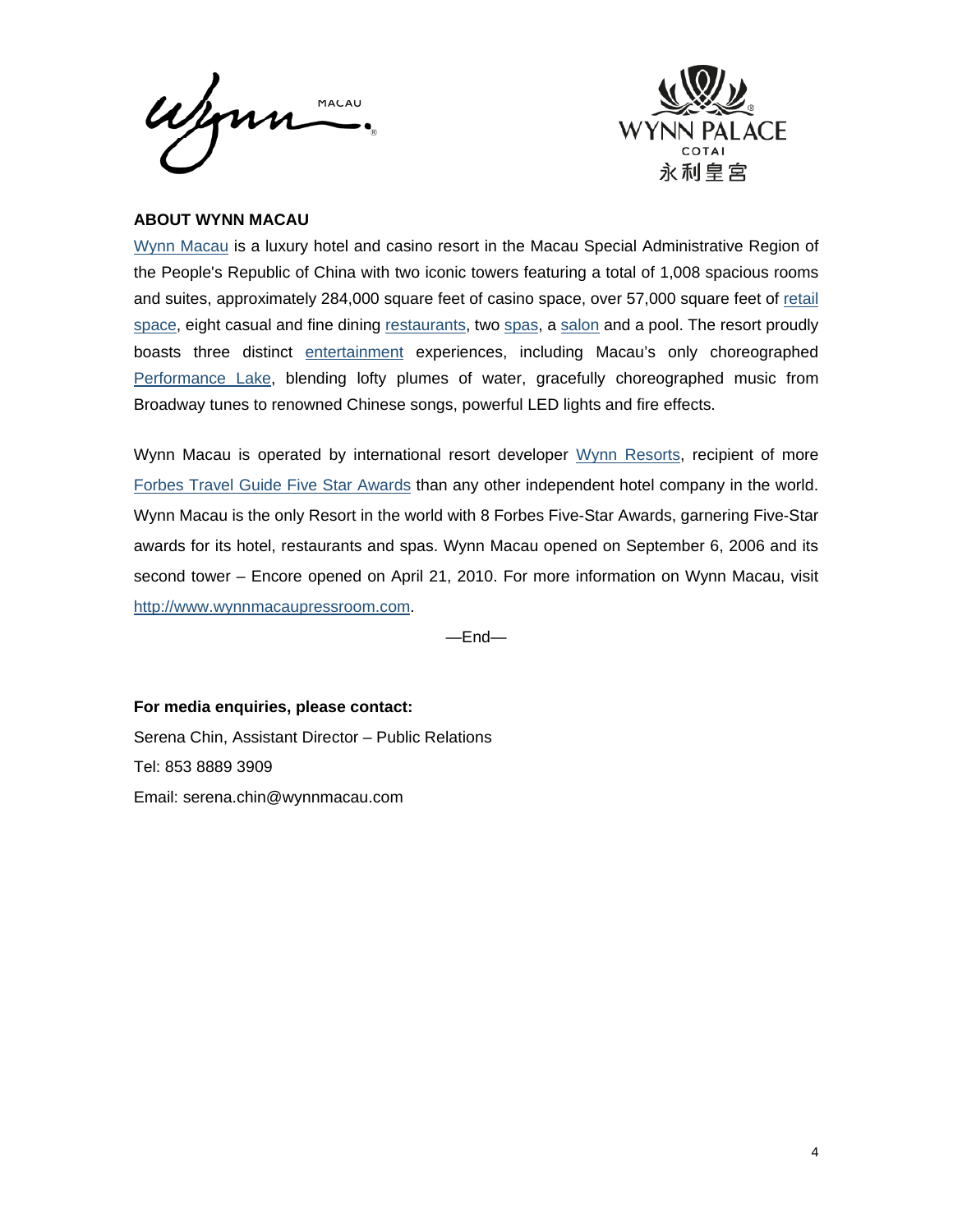**ABOUT WYNN MACAU**

Wynn Macau is a luxury hotel and casino resort in the Macau Special Administrative Region of the People's Republic of China with two iconic towers featuring a total of 1,008 spacious rooms and suites, approximately 284,000 square feet of casino space, over 57,000 square feet of retail space, eight casual and fine dining restaurants, two spas, a salon and a pool. The resort proudly boasts three distinct entertainment experiences, including Macau's only choreographed Performance Lake, blending lofty plumes of water, gracefully choreographed music from Broadway tunes to renowned Chinese songs, powerful LED lights and fire effects.

Wynn Macau is operated by international resort developer Wynn Resorts, recipient of more Forbes Travel Guide Five Star Awards than any other independent hotel company in the world. Wynn Macau is the only Resort in the world with 8 Forbes Five-Star Awards, garnering Five-Star awards for its hotel, restaurants and spas. Wynn Macau opened on September 6, 2006 and its second tower – Encore opened on April 21, 2010. For more information on Wynn Macau, visit http://www.wynnmacaupressroom.com.

—End—

**For media enquiries, please contact:**

Serena Chin, Assistant Director – Public Relations

Tel: 853 8889 3909

Email: serena.chin@wynnmacau.com